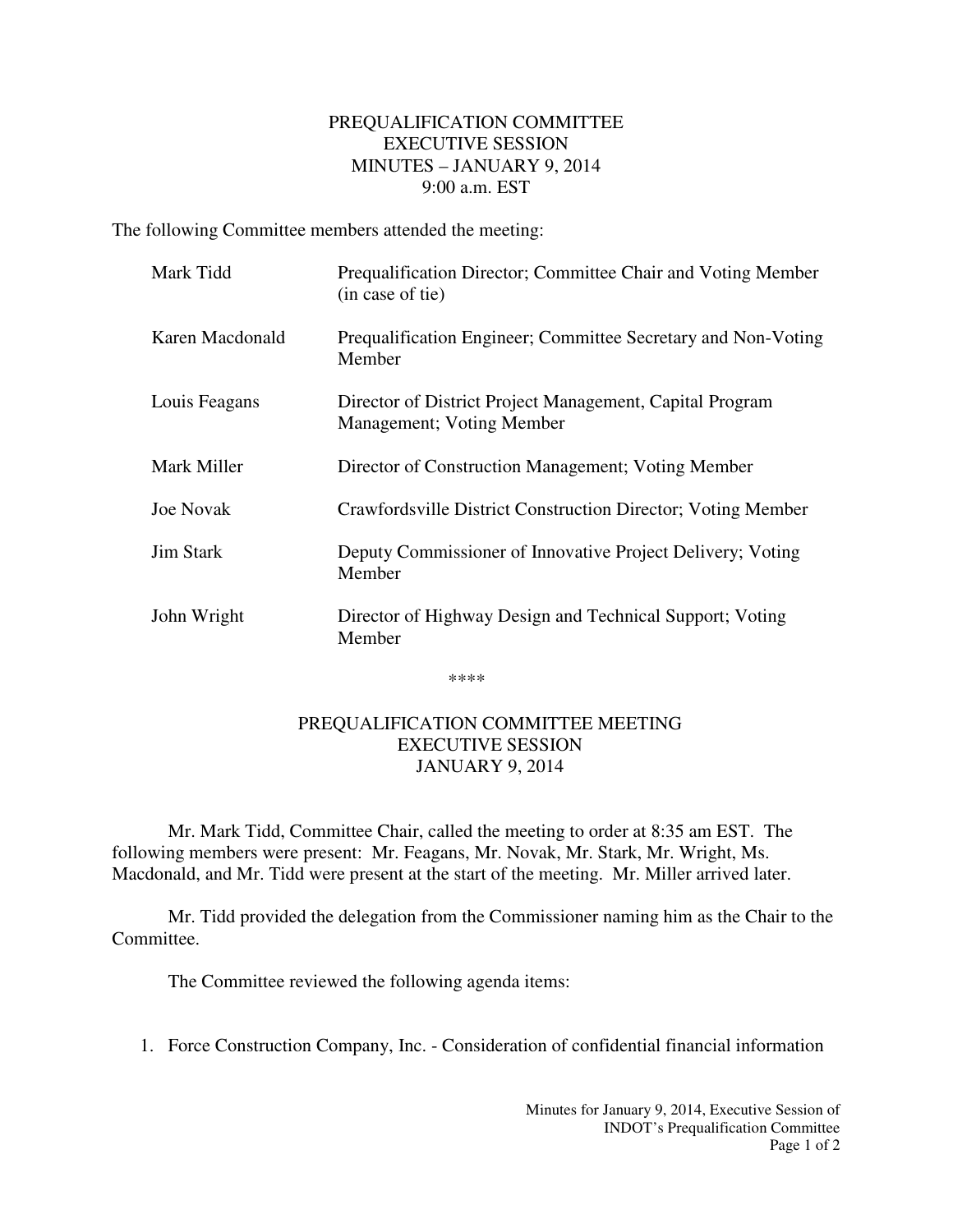# PREQUALIFICATION COMMITTEE
## EXECUTIVE SESSION
## MINUTES – JANUARY 9, 2014
## 9:00 a.m. EST

The following Committee members attended the meeting:

| | |
|---|---|
| Mark Tidd | Prequalification Director; Committee Chair and Voting Member (in case of tie) |
| Karen Macdonald | Prequalification Engineer; Committee Secretary and Non-Voting Member |
| Louis Feagans | Director of District Project Management, Capital Program Management; Voting Member |
| Mark Miller | Director of Construction Management; Voting Member |
| Joe Novak | Crawfordsville District Construction Director; Voting Member |
| Jim Stark | Deputy Commissioner of Innovative Project Delivery; Voting Member |
| John Wright | Director of Highway Design and Technical Support; Voting Member |

****

# PREQUALIFICATION COMMITTEE MEETING
## EXECUTIVE SESSION
## JANUARY 9, 2014

Mr. Mark Tidd, Committee Chair, called the meeting to order at 8:35 am EST. The following members were present: Mr. Feagans, Mr. Novak, Mr. Stark, Mr. Wright, Ms. Macdonald, and Mr. Tidd were present at the start of the meeting. Mr. Miller arrived later.

Mr. Tidd provided the delegation from the Commissioner naming him as the Chair to the Committee.

The Committee reviewed the following agenda items:

1. Force Construction Company, Inc. - Consideration of confidential financial information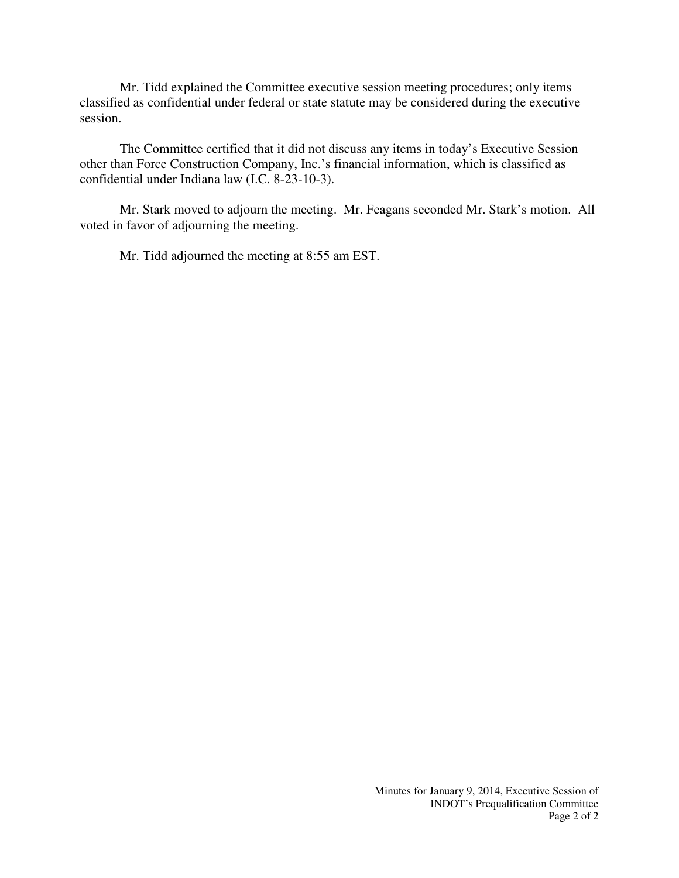Mr. Tidd explained the Committee executive session meeting procedures; only items classified as confidential under federal or state statute may be considered during the executive session.

The Committee certified that it did not discuss any items in today's Executive Session other than Force Construction Company, Inc.'s financial information, which is classified as confidential under Indiana law (I.C. 8-23-10-3).

Mr. Stark moved to adjourn the meeting. Mr. Feagans seconded Mr. Stark's motion. All voted in favor of adjourning the meeting.

Mr. Tidd adjourned the meeting at 8:55 am EST.